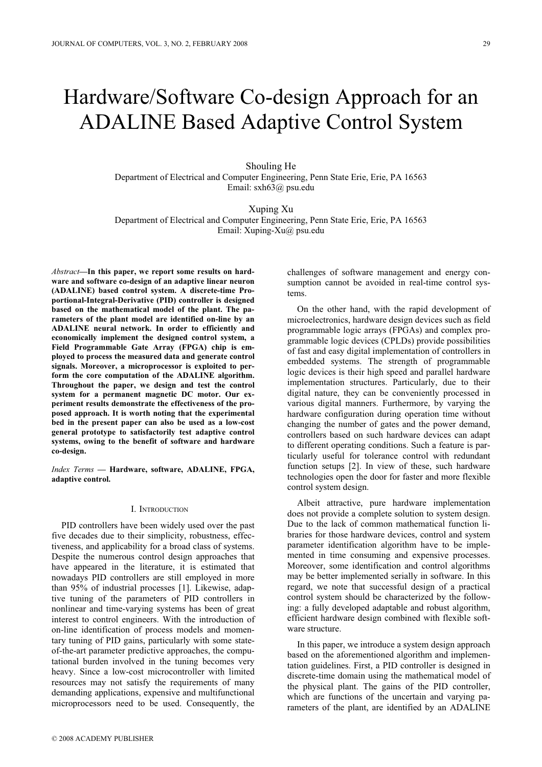# Hardware/Software Co-design Approach for an ADALINE Based Adaptive Control System

Shouling He
Department of Electrical and Computer Engineering, Penn State Erie, Erie, PA 16563
Email: sxh63@ psu.edu

Xuping Xu
Department of Electrical and Computer Engineering, Penn State Erie, Erie, PA 16563
Email: Xuping-Xu@ psu.edu

*Abstract*—**In this paper, we report some results on hardware and software co-design of an adaptive linear neuron (ADALINE) based control system. A discrete-time Proportional-Integral-Derivative (PID) controller is designed based on the mathematical model of the plant. The parameters of the plant model are identified on-line by an ADALINE neural network. In order to efficiently and economically implement the designed control system, a Field Programmable Gate Array (FPGA) chip is employed to process the measured data and generate control signals. Moreover, a microprocessor is exploited to perform the core computation of the ADALINE algorithm. Throughout the paper, we design and test the control system for a permanent magnetic DC motor. Our experiment results demonstrate the effectiveness of the proposed approach. It is worth noting that the experimental bed in the present paper can also be used as a low-cost general prototype to satisfactorily test adaptive control systems, owing to the benefit of software and hardware co-design.**

*Index Terms* — **Hardware, software, ADALINE, FPGA, adaptive control.**

## I. Introduction

PID controllers have been widely used over the past five decades due to their simplicity, robustness, effectiveness, and applicability for a broad class of systems. Despite the numerous control design approaches that have appeared in the literature, it is estimated that nowadays PID controllers are still employed in more than 95% of industrial processes [1]. Likewise, adaptive tuning of the parameters of PID controllers in nonlinear and time-varying systems has been of great interest to control engineers. With the introduction of on-line identification of process models and momentary tuning of PID gains, particularly with some state-of-the-art parameter predictive approaches, the computational burden involved in the tuning becomes very heavy. Since a low-cost microcontroller with limited resources may not satisfy the requirements of many demanding applications, expensive and multifunctional microprocessors need to be used. Consequently, the challenges of software management and energy consumption cannot be avoided in real-time control systems.

On the other hand, with the rapid development of microelectronics, hardware design devices such as field programmable logic arrays (FPGAs) and complex programmable logic devices (CPLDs) provide possibilities of fast and easy digital implementation of controllers in embedded systems. The strength of programmable logic devices is their high speed and parallel hardware implementation structures. Particularly, due to their digital nature, they can be conveniently processed in various digital manners. Furthermore, by varying the hardware configuration during operation time without changing the number of gates and the power demand, controllers based on such hardware devices can adapt to different operating conditions. Such a feature is particularly useful for tolerance control with redundant function setups [2]. In view of these, such hardware technologies open the door for faster and more flexible control system design.

Albeit attractive, pure hardware implementation does not provide a complete solution to system design. Due to the lack of common mathematical function libraries for those hardware devices, control and system parameter identification algorithm have to be implemented in time consuming and expensive processes. Moreover, some identification and control algorithms may be better implemented serially in software. In this regard, we note that successful design of a practical control system should be characterized by the following: a fully developed adaptable and robust algorithm, efficient hardware design combined with flexible software structure.

In this paper, we introduce a system design approach based on the aforementioned algorithm and implementation guidelines. First, a PID controller is designed in discrete-time domain using the mathematical model of the physical plant. The gains of the PID controller, which are functions of the uncertain and varying parameters of the plant, are identified by an ADALINE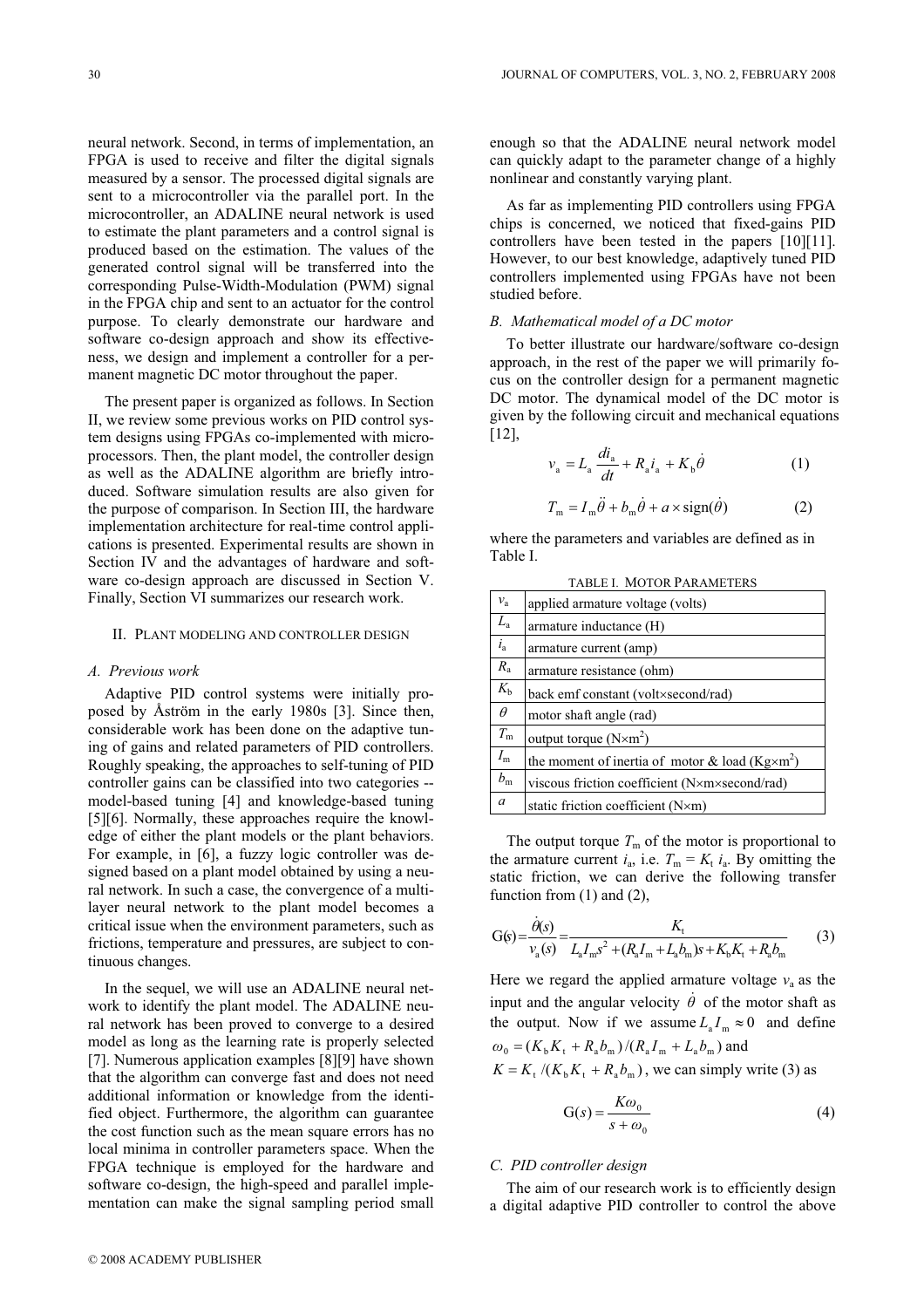neural network. Second, in terms of implementation, an FPGA is used to receive and filter the digital signals measured by a sensor. The processed digital signals are sent to a microcontroller via the parallel port. In the microcontroller, an ADALINE neural network is used to estimate the plant parameters and a control signal is produced based on the estimation. The values of the generated control signal will be transferred into the corresponding Pulse-Width-Modulation (PWM) signal in the FPGA chip and sent to an actuator for the control purpose. To clearly demonstrate our hardware and software co-design approach and show its effectiveness, we design and implement a controller for a permanent magnetic DC motor throughout the paper.

The present paper is organized as follows. In Section II, we review some previous works on PID control system designs using FPGAs co-implemented with microprocessors. Then, the plant model, the controller design as well as the ADALINE algorithm are briefly introduced. Software simulation results are also given for the purpose of comparison. In Section III, the hardware implementation architecture for real-time control applications is presented. Experimental results are shown in Section IV and the advantages of hardware and software co-design approach are discussed in Section V. Finally, Section VI summarizes our research work.

## II. Plant Modeling and Controller Design

### *A. Previous work*

Adaptive PID control systems were initially proposed by Åström in the early 1980s [3]. Since then, considerable work has been done on the adaptive tuning of gains and related parameters of PID controllers. Roughly speaking, the approaches to self-tuning of PID controller gains can be classified into two categories -- model-based tuning [4] and knowledge-based tuning [5][6]. Normally, these approaches require the knowledge of either the plant models or the plant behaviors. For example, in [6], a fuzzy logic controller was designed based on a plant model obtained by using a neural network. In such a case, the convergence of a multi-layer neural network to the plant model becomes a critical issue when the environment parameters, such as frictions, temperature and pressures, are subject to continuous changes.

In the sequel, we will use an ADALINE neural network to identify the plant model. The ADALINE neural network has been proved to converge to a desired model as long as the learning rate is properly selected [7]. Numerous application examples [8][9] have shown that the algorithm can converge fast and does not need additional information or knowledge from the identified object. Furthermore, the algorithm can guarantee the cost function such as the mean square errors has no local minima in controller parameters space. When the FPGA technique is employed for the hardware and software co-design, the high-speed and parallel implementation can make the signal sampling period small enough so that the ADALINE neural network model can quickly adapt to the parameter change of a highly nonlinear and constantly varying plant.

As far as implementing PID controllers using FPGA chips is concerned, we noticed that fixed-gains PID controllers have been tested in the papers [10][11]. However, to our best knowledge, adaptively tuned PID controllers implemented using FPGAs have not been studied before.

### *B. Mathematical model of a DC motor*

To better illustrate our hardware/software co-design approach, in the rest of the paper we will primarily focus on the controller design for a permanent magnetic DC motor. The dynamical model of the DC motor is given by the following circuit and mechanical equations [12],

$$v_a = L_a \frac{di_a}{dt} + R_a i_a + K_b \dot{\theta} \tag{1}$$

$$T_m = I_m \ddot{\theta} + b_m \dot{\theta} + a \times \mathrm{sign}(\dot{\theta}) \tag{2}$$

where the parameters and variables are defined as in Table I.

TABLE I. Motor Parameters

| | |
|---|---|
| $v_a$ | applied armature voltage (volts) |
| $L_a$ | armature inductance (H) |
| $i_a$ | armature current (amp) |
| $R_a$ | armature resistance (ohm) |
| $K_b$ | back emf constant (volt×second/rad) |
| $\theta$ | motor shaft angle (rad) |
| $T_m$ | output torque (N×m$^2$) |
| $I_m$ | the moment of inertia of motor & load (Kg×m$^2$) |
| $b_m$ | viscous friction coefficient (N×m×second/rad) |
| $a$ | static friction coefficient (N×m) |

The output torque $T_m$ of the motor is proportional to the armature current $i_a$, i.e. $T_m = K_t\, i_a$. By omitting the static friction, we can derive the following transfer function from (1) and (2),

$$\mathrm{G}(s) = \frac{\dot{\theta}(s)}{v_a(s)} = \frac{K_t}{L_a I_m s^2 + (R_a I_m + L_a b_m)s + K_b K_t + R_a b_m} \tag{3}$$

Here we regard the applied armature voltage $v_a$ as the input and the angular velocity $\dot{\theta}$ of the motor shaft as the output. Now if we assume $L_a I_m \approx 0$ and define $\omega_0 = (K_b K_t + R_a b_m)/(R_a I_m + L_a b_m)$ and $K = K_t / (K_b K_t + R_a b_m)$, we can simply write (3) as

$$\mathrm{G}(s) = \frac{K\omega_0}{s + \omega_0} \tag{4}$$

### *C. PID controller design*

The aim of our research work is to efficiently design a digital adaptive PID controller to control the above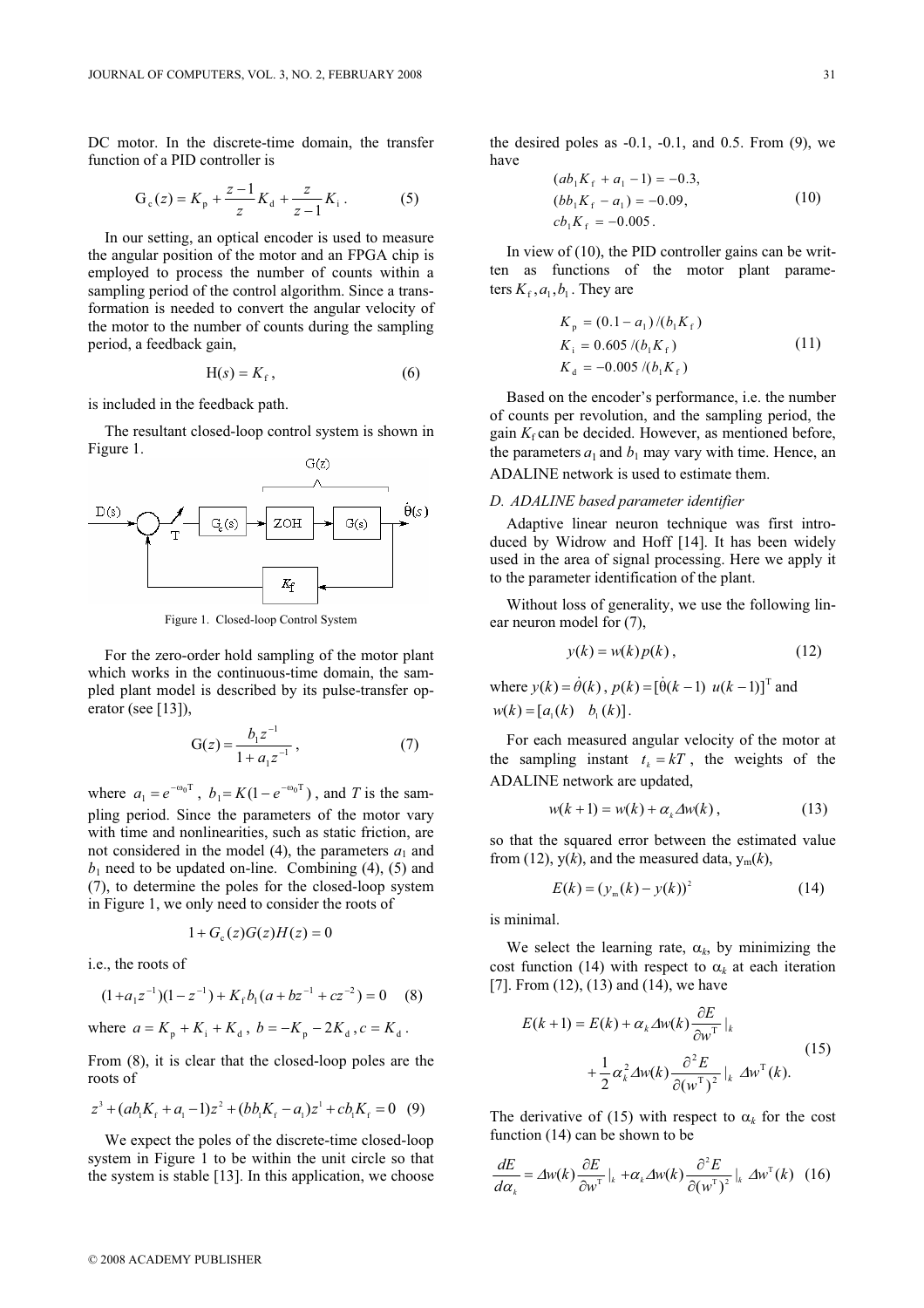DC motor. In the discrete-time domain, the transfer function of a PID controller is

$$\mathrm{G_c}(z) = K_\mathrm{p} + \frac{z-1}{z}K_\mathrm{d} + \frac{z}{z-1}K_\mathrm{i}\,. \quad (5)$$

In our setting, an optical encoder is used to measure the angular position of the motor and an FPGA chip is employed to process the number of counts within a sampling period of the control algorithm. Since a transformation is needed to convert the angular velocity of the motor to the number of counts during the sampling period, a feedback gain,

$$\mathrm{H}(s) = K_\mathrm{f}\,, \quad (6)$$

is included in the feedback path.

The resultant closed-loop control system is shown in Figure 1.

Figure 1. Closed-loop Control System

For the zero-order hold sampling of the motor plant which works in the continuous-time domain, the sampled plant model is described by its pulse-transfer operator (see [13]),

$$\mathrm{G}(z) = \frac{b_1 z^{-1}}{1 + a_1 z^{-1}}\,, \quad (7)$$

where $a_1 = e^{-\omega_0 \mathrm{T}}$, $b_1 = K(1 - e^{-\omega_0 \mathrm{T}})$, and $T$ is the sampling period. Since the parameters of the motor vary with time and nonlinearities, such as static friction, are not considered in the model (4), the parameters $a_1$ and $b_1$ need to be updated on-line. Combining (4), (5) and (7), to determine the poles for the closed-loop system in Figure 1, we only need to consider the roots of

$$1 + G_c(z)G(z)H(z) = 0$$

i.e., the roots of

$$(1 + a_1 z^{-1})(1 - z^{-1}) + K_\mathrm{f} b_1 (a + bz^{-1} + cz^{-2}) = 0 \quad (8)$$

where $a = K_\mathrm{p} + K_\mathrm{i} + K_\mathrm{d}$, $b = -K_\mathrm{p} - 2K_\mathrm{d}$, $c = K_\mathrm{d}$.

From (8), it is clear that the closed-loop poles are the roots of

$$z^3 + (ab_1 K_\mathrm{f} + a_1 - 1)z^2 + (bb_1 K_\mathrm{f} - a_1)z^1 + cb_1 K_\mathrm{f} = 0 \quad (9)$$

We expect the poles of the discrete-time closed-loop system in Figure 1 to be within the unit circle so that the system is stable [13]. In this application, we choose the desired poles as -0.1, -0.1, and 0.5. From (9), we have

$$\begin{aligned} (ab_1 K_\mathrm{f} + a_1 - 1) &= -0.3, \\ (bb_1 K_\mathrm{f} - a_1) &= -0.09, \\ cb_1 K_\mathrm{f} &= -0.005\,. \end{aligned} \quad (10)$$

In view of (10), the PID controller gains can be written as functions of the motor plant parameters $K_\mathrm{f}, a_1, b_1$. They are

$$\begin{aligned} K_\mathrm{p} &= (0.1 - a_1)/(b_1 K_\mathrm{f}) \\ K_\mathrm{i} &= 0.605/(b_1 K_\mathrm{f}) \\ K_\mathrm{d} &= -0.005/(b_1 K_\mathrm{f}) \end{aligned} \quad (11)$$

Based on the encoder's performance, i.e. the number of counts per revolution, and the sampling period, the gain $K_\mathrm{f}$ can be decided. However, as mentioned before, the parameters $a_1$ and $b_1$ may vary with time. Hence, an ADALINE network is used to estimate them.

*D. ADALINE based parameter identifier*

Adaptive linear neuron technique was first introduced by Widrow and Hoff [14]. It has been widely used in the area of signal processing. Here we apply it to the parameter identification of the plant.

Without loss of generality, we use the following linear neuron model for (7),

$$y(k) = w(k)p(k)\,, \quad (12)$$

where $y(k) = \dot{\theta}(k)$, $p(k) = [\dot{\theta}(k-1) \;\; u(k-1)]^\mathrm{T}$ and $w(k) = [a_1(k) \;\; b_1(k)]$.

For each measured angular velocity of the motor at the sampling instant $t_k = kT$, the weights of the ADALINE network are updated,

$$w(k+1) = w(k) + \alpha_k \Delta w(k)\,, \quad (13)$$

so that the squared error between the estimated value from (12), y(k), and the measured data, $y_\mathrm{m}(k)$,

$$E(k) = (y_\mathrm{m}(k) - y(k))^2 \quad (14)$$

is minimal.

We select the learning rate, $\alpha_k$, by minimizing the cost function (14) with respect to $\alpha_k$ at each iteration [7]. From (12), (13) and (14), we have

$$\begin{aligned} E(k+1) = {} & E(k) + \alpha_k \Delta w(k) \frac{\partial E}{\partial w^\mathrm{T}}\Big|_k \\ & + \frac{1}{2}\alpha_k^2 \Delta w(k) \frac{\partial^2 E}{\partial (w^\mathrm{T})^2}\Big|_k \Delta w^\mathrm{T}(k). \end{aligned} \quad (15)$$

The derivative of (15) with respect to $\alpha_k$ for the cost function (14) can be shown to be

$$\frac{dE}{d\alpha_k} = \Delta w(k) \frac{\partial E}{\partial w^\mathrm{T}}\Big|_k + \alpha_k \Delta w(k) \frac{\partial^2 E}{\partial (w^\mathrm{T})^2}\Big|_k \Delta w^\mathrm{T}(k) \quad (16)$$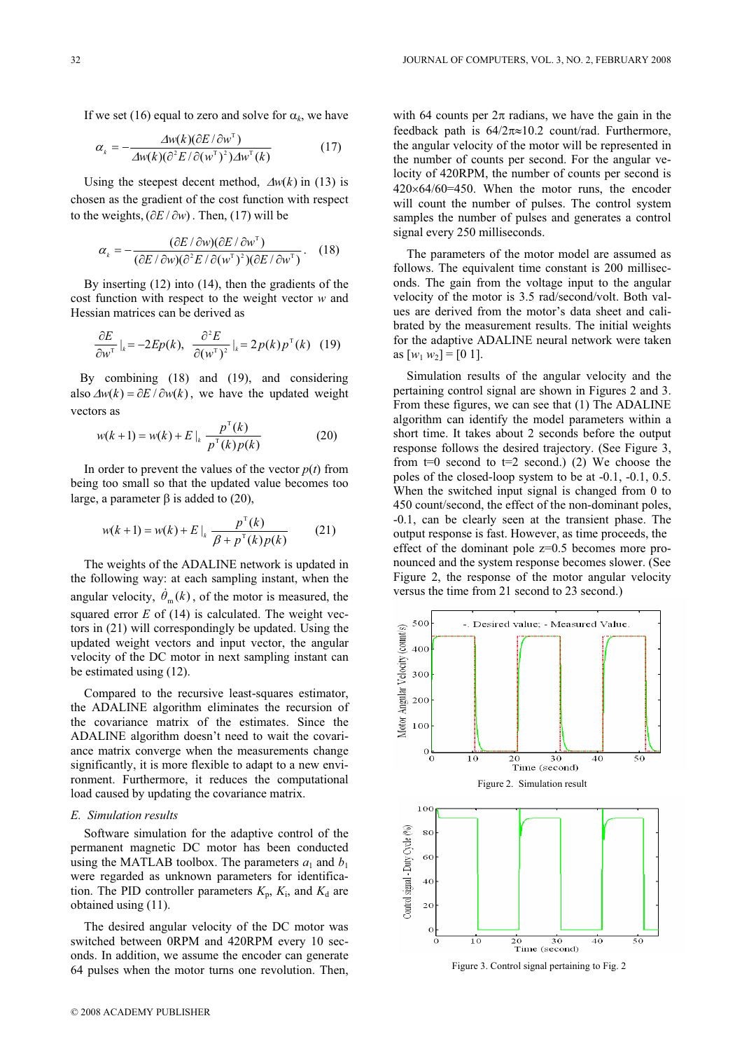If we set (16) equal to zero and solve for $\alpha_k$, we have

$$\alpha_k = -\frac{\Delta w(k)(\partial E / \partial w^{\mathrm{T}})}{\Delta w(k)(\partial^2 E / \partial (w^{\mathrm{T}})^2)\Delta w^{\mathrm{T}}(k)} \qquad (17)$$

Using the steepest decent method, $\Delta w(k)$ in (13) is chosen as the gradient of the cost function with respect to the weights, $(\partial E / \partial w)$. Then, (17) will be

$$\alpha_k = -\frac{(\partial E / \partial w)(\partial E / \partial w^{\mathrm{T}})}{(\partial E / \partial w)(\partial^2 E / \partial (w^{\mathrm{T}})^2)(\partial E / \partial w^{\mathrm{T}})}. \qquad (18)$$

By inserting (12) into (14), then the gradients of the cost function with respect to the weight vector $w$ and Hessian matrices can be derived as

$$\frac{\partial E}{\partial w^{\mathrm{T}}}\Big|_k = -2Ep(k), \quad \frac{\partial^2 E}{\partial (w^{\mathrm{T}})^2}\Big|_k = 2p(k)p^{\mathrm{T}}(k) \quad (19)$$

By combining (18) and (19), and considering also $\Delta w(k) = \partial E / \partial w(k)$, we have the updated weight vectors as

$$w(k+1) = w(k) + E\big|_k \frac{p^{\mathrm{T}}(k)}{p^{\mathrm{T}}(k)p(k)} \qquad (20)$$

In order to prevent the values of the vector $p(t)$ from being too small so that the updated value becomes too large, a parameter $\beta$ is added to (20),

$$w(k+1) = w(k) + E\big|_k \frac{p^{\mathrm{T}}(k)}{\beta + p^{\mathrm{T}}(k)p(k)} \qquad (21)$$

The weights of the ADALINE network is updated in the following way: at each sampling instant, when the angular velocity, $\dot{\theta}_m(k)$, of the motor is measured, the squared error $E$ of (14) is calculated. The weight vectors in (21) will correspondingly be updated. Using the updated weight vectors and input vector, the angular velocity of the DC motor in next sampling instant can be estimated using (12).

Compared to the recursive least-squares estimator, the ADALINE algorithm eliminates the recursion of the covariance matrix of the estimates. Since the ADALINE algorithm doesn't need to wait the covariance matrix converge when the measurements change significantly, it is more flexible to adapt to a new environment. Furthermore, it reduces the computational load caused by updating the covariance matrix.

### *E. Simulation results*

Software simulation for the adaptive control of the permanent magnetic DC motor has been conducted using the MATLAB toolbox. The parameters $a_1$ and $b_1$ were regarded as unknown parameters for identification. The PID controller parameters $K_p$, $K_i$, and $K_d$ are obtained using (11).

The desired angular velocity of the DC motor was switched between 0RPM and 420RPM every 10 seconds. In addition, we assume the encoder can generate 64 pulses when the motor turns one revolution. Then, with 64 counts per $2\pi$ radians, we have the gain in the feedback path is $64/2\pi \approx 10.2$ count/rad. Furthermore, the angular velocity of the motor will be represented in the number of counts per second. For the angular velocity of 420RPM, the number of counts per second is $420 \times 64/60 = 450$. When the motor runs, the encoder will count the number of pulses. The control system samples the number of pulses and generates a control signal every 250 milliseconds.

The parameters of the motor model are assumed as follows. The equivalent time constant is 200 milliseconds. The gain from the voltage input to the angular velocity of the motor is 3.5 rad/second/volt. Both values are derived from the motor's data sheet and calibrated by the measurement results. The initial weights for the adaptive ADALINE neural network were taken as $[w_1\ w_2] = [0\ 1]$.

Simulation results of the angular velocity and the pertaining control signal are shown in Figures 2 and 3. From these figures, we can see that (1) The ADALINE algorithm can identify the model parameters within a short time. It takes about 2 seconds before the output response follows the desired trajectory. (See Figure 3, from t=0 second to t=2 second.) (2) We choose the poles of the closed-loop system to be at -0.1, -0.1, 0.5. When the switched input signal is changed from 0 to 450 count/second, the effect of the non-dominant poles, -0.1, can be clearly seen at the transient phase. The output response is fast. However, as time proceeds, the effect of the dominant pole z=0.5 becomes more pronounced and the system response becomes slower. (See Figure 2, the response of the motor angular velocity versus the time from 21 second to 23 second.)

Figure 2. Simulation result

Figure 3. Control signal pertaining to Fig. 2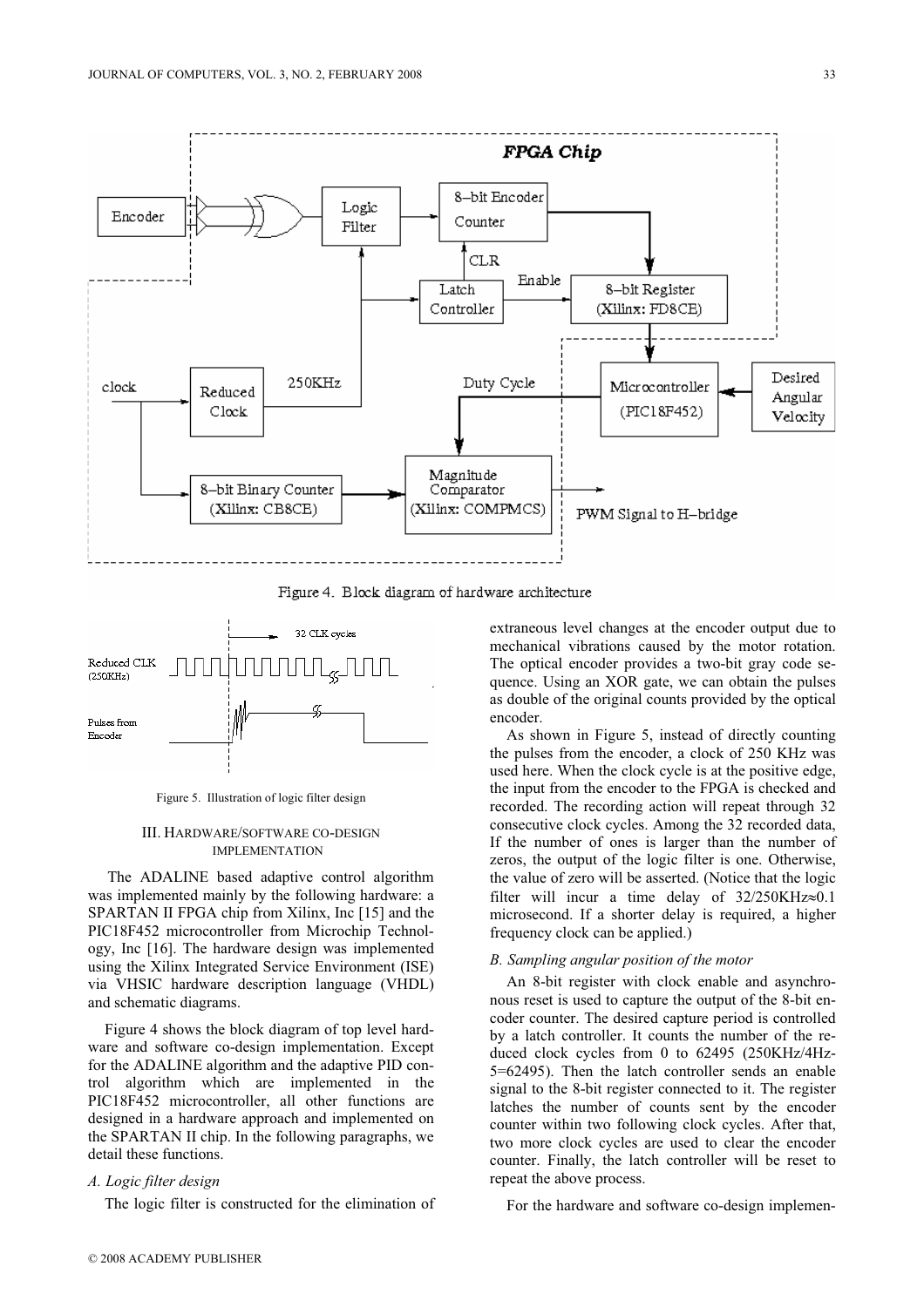Figure 4. Block diagram of hardware architecture

Figure 5. Illustration of logic filter design

### III. Hardware/Software Co-Design Implementation

The ADALINE based adaptive control algorithm was implemented mainly by the following hardware: a SPARTAN II FPGA chip from Xilinx, Inc [15] and the PIC18F452 microcontroller from Microchip Technology, Inc [16]. The hardware design was implemented using the Xilinx Integrated Service Environment (ISE) via VHSIC hardware description language (VHDL) and schematic diagrams.

Figure 4 shows the block diagram of top level hardware and software co-design implementation. Except for the ADALINE algorithm and the adaptive PID control algorithm which are implemented in the PIC18F452 microcontroller, all other functions are designed in a hardware approach and implemented on the SPARTAN II chip. In the following paragraphs, we detail these functions.

#### *A. Logic filter design*

The logic filter is constructed for the elimination of extraneous level changes at the encoder output due to mechanical vibrations caused by the motor rotation. The optical encoder provides a two-bit gray code sequence. Using an XOR gate, we can obtain the pulses as double of the original counts provided by the optical encoder.

As shown in Figure 5, instead of directly counting the pulses from the encoder, a clock of 250 KHz was used here. When the clock cycle is at the positive edge, the input from the encoder to the FPGA is checked and recorded. The recording action will repeat through 32 consecutive clock cycles. Among the 32 recorded data, If the number of ones is larger than the number of zeros, the output of the logic filter is one. Otherwise, the value of zero will be asserted. (Notice that the logic filter will incur a time delay of $32/250\text{KHz} \approx 0.1$ microsecond. If a shorter delay is required, a higher frequency clock can be applied.)

#### *B. Sampling angular position of the motor*

An 8-bit register with clock enable and asynchronous reset is used to capture the output of the 8-bit encoder counter. The desired capture period is controlled by a latch controller. It counts the number of the reduced clock cycles from 0 to 62495 (250KHz/4Hz-5=62495). Then the latch controller sends an enable signal to the 8-bit register connected to it. The register latches the number of counts sent by the encoder counter within two following clock cycles. After that, two more clock cycles are used to clear the encoder counter. Finally, the latch controller will be reset to repeat the above process.

For the hardware and software co-design implemen-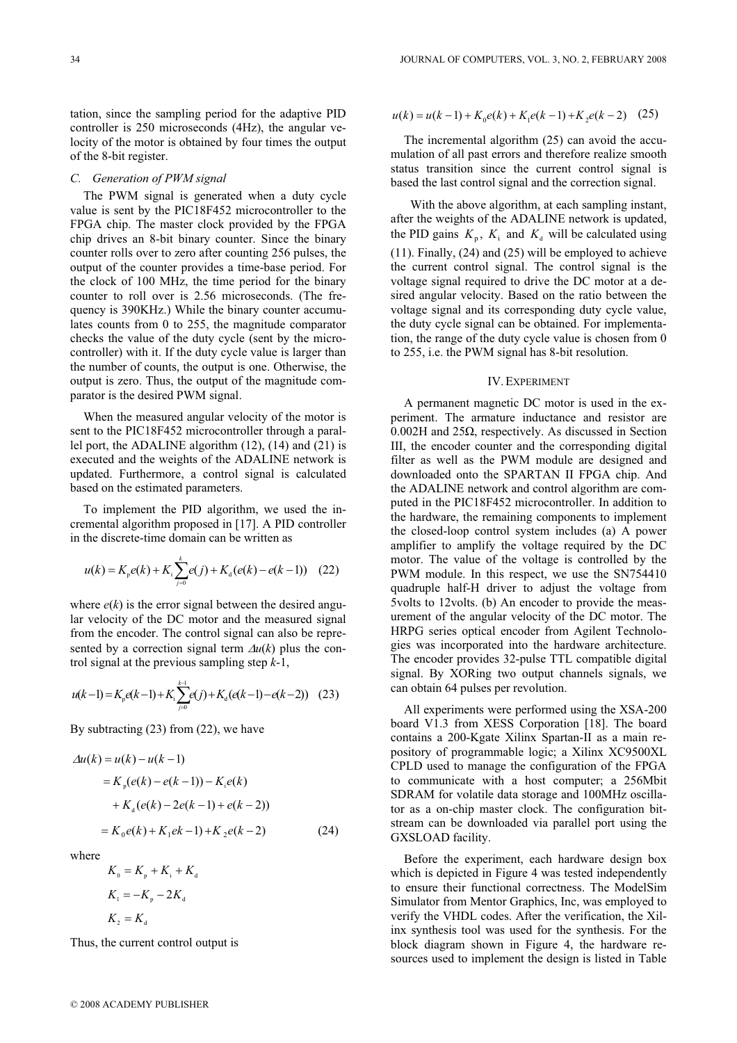tation, since the sampling period for the adaptive PID controller is 250 microseconds (4Hz), the angular velocity of the motor is obtained by four times the output of the 8-bit register.

### C. Generation of PWM signal

The PWM signal is generated when a duty cycle value is sent by the PIC18F452 microcontroller to the FPGA chip. The master clock provided by the FPGA chip drives an 8-bit binary counter. Since the binary counter rolls over to zero after counting 256 pulses, the output of the counter provides a time-base period. For the clock of 100 MHz, the time period for the binary counter to roll over is 2.56 microseconds. (The frequency is 390KHz.) While the binary counter accumulates counts from 0 to 255, the magnitude comparator checks the value of the duty cycle (sent by the microcontroller) with it. If the duty cycle value is larger than the number of counts, the output is one. Otherwise, the output is zero. Thus, the output of the magnitude comparator is the desired PWM signal.

When the measured angular velocity of the motor is sent to the PIC18F452 microcontroller through a parallel port, the ADALINE algorithm (12), (14) and (21) is executed and the weights of the ADALINE network is updated. Furthermore, a control signal is calculated based on the estimated parameters.

To implement the PID algorithm, we used the incremental algorithm proposed in [17]. A PID controller in the discrete-time domain can be written as

$$u(k) = K_p e(k) + K_i \sum_{j=0}^{k} e(j) + K_d (e(k) - e(k-1)) \quad (22)$$

where *e*(*k*) is the error signal between the desired angular velocity of the DC motor and the measured signal from the encoder. The control signal can also be represented by a correction signal term $\Delta u(k)$ plus the control signal at the previous sampling step *k*-1,

$$u(k-1) = K_p e(k-1) + K_i \sum_{j=0}^{k-1} e(j) + K_d (e(k-1) - e(k-2)) \quad (23)$$

By subtracting (23) from (22), we have

$$\begin{aligned} \Delta u(k) &= u(k) - u(k-1) \\ &= K_p(e(k) - e(k-1)) - K_i e(k) \\ &\quad + K_d(e(k) - 2e(k-1) + e(k-2)) \\ &= K_0 e(k) + K_1 ek-1) + K_2 e(k-2) \end{aligned} \quad (24)$$

where

$$K_0 = K_p + K_i + K_d$$

$$K_1 = -K_p - 2K_d$$

$$K_2 = K_d$$

Thus, the current control output is

$$u(k) = u(k-1) + K_0 e(k) + K_1 e(k-1) + K_2 e(k-2) \quad (25)$$

The incremental algorithm (25) can avoid the accumulation of all past errors and therefore realize smooth status transition since the current control signal is based the last control signal and the correction signal.

With the above algorithm, at each sampling instant, after the weights of the ADALINE network is updated, the PID gains $K_p$, $K_i$ and $K_d$ will be calculated using (11). Finally, (24) and (25) will be employed to achieve the current control signal. The control signal is the voltage signal required to drive the DC motor at a desired angular velocity. Based on the ratio between the voltage signal and its corresponding duty cycle value, the duty cycle signal can be obtained. For implementation, the range of the duty cycle value is chosen from 0 to 255, i.e. the PWM signal has 8-bit resolution.

## IV. Experiment

A permanent magnetic DC motor is used in the experiment. The armature inductance and resistor are 0.002H and 25Ω, respectively. As discussed in Section III, the encoder counter and the corresponding digital filter as well as the PWM module are designed and downloaded onto the SPARTAN II FPGA chip. And the ADALINE network and control algorithm are computed in the PIC18F452 microcontroller. In addition to the hardware, the remaining components to implement the closed-loop control system includes (a) A power amplifier to amplify the voltage required by the DC motor. The value of the voltage is controlled by the PWM module. In this respect, we use the SN754410 quadruple half-H driver to adjust the voltage from 5volts to 12volts. (b) An encoder to provide the measurement of the angular velocity of the DC motor. The HRPG series optical encoder from Agilent Technologies was incorporated into the hardware architecture. The encoder provides 32-pulse TTL compatible digital signal. By XORing two output channels signals, we can obtain 64 pulses per revolution.

All experiments were performed using the XSA-200 board V1.3 from XESS Corporation [18]. The board contains a 200-Kgate Xilinx Spartan-II as a main repository of programmable logic; a Xilinx XC9500XL CPLD used to manage the configuration of the FPGA to communicate with a host computer; a 256Mbit SDRAM for volatile data storage and 100MHz oscillator as a on-chip master clock. The configuration bitstream can be downloaded via parallel port using the GXSLOAD facility.

Before the experiment, each hardware design box which is depicted in Figure 4 was tested independently to ensure their functional correctness. The ModelSim Simulator from Mentor Graphics, Inc, was employed to verify the VHDL codes. After the verification, the Xilinx synthesis tool was used for the synthesis. For the block diagram shown in Figure 4, the hardware resources used to implement the design is listed in Table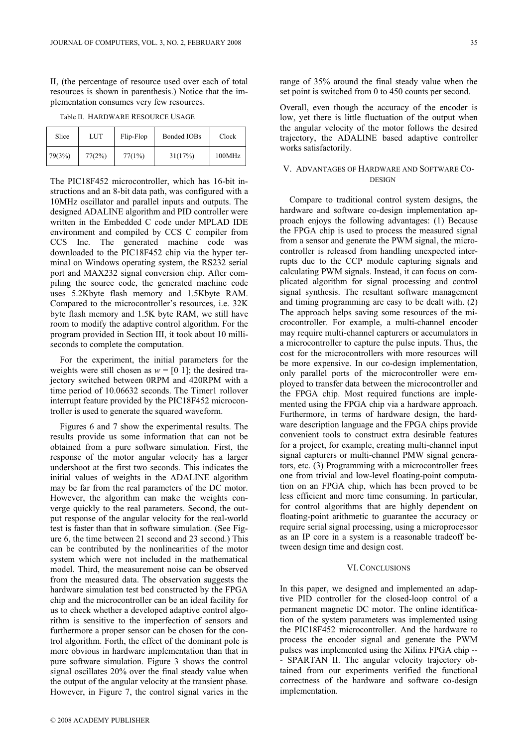II, (the percentage of resource used over each of total resources is shown in parenthesis.) Notice that the implementation consumes very few resources.

Table II. HARDWARE RESOURCE USAGE

| Slice | LUT | Flip-Flop | Bonded IOBs | Clock |
|---|---|---|---|---|
| 79(3%) | 77(2%) | 77(1%) | 31(17%) | 100MHz |

The PIC18F452 microcontroller, which has 16-bit instructions and an 8-bit data path, was configured with a 10MHz oscillator and parallel inputs and outputs. The designed ADALINE algorithm and PID controller were written in the Embedded C code under MPLAD IDE environment and compiled by CCS C compiler from CCS Inc. The generated machine code was downloaded to the PIC18F452 chip via the hyper terminal on Windows operating system, the RS232 serial port and MAX232 signal conversion chip. After compiling the source code, the generated machine code uses 5.2Kbyte flash memory and 1.5Kbyte RAM. Compared to the microcontroller's resources, i.e. 32K byte flash memory and 1.5K byte RAM, we still have room to modify the adaptive control algorithm. For the program provided in Section III, it took about 10 milliseconds to complete the computation.

For the experiment, the initial parameters for the weights were still chosen as $w = [0\ 1]$; the desired trajectory switched between 0RPM and 420RPM with a time period of 10.06632 seconds. The Timer1 rollover interrupt feature provided by the PIC18F452 microcontroller is used to generate the squared waveform.

Figures 6 and 7 show the experimental results. The results provide us some information that can not be obtained from a pure software simulation. First, the response of the motor angular velocity has a larger undershoot at the first two seconds. This indicates the initial values of weights in the ADALINE algorithm may be far from the real parameters of the DC motor. However, the algorithm can make the weights converge quickly to the real parameters. Second, the output response of the angular velocity for the real-world test is faster than that in software simulation. (See Figure 6, the time between 21 second and 23 second.) This can be contributed by the nonlinearities of the motor system which were not included in the mathematical model. Third, the measurement noise can be observed from the measured data. The observation suggests the hardware simulation test bed constructed by the FPGA chip and the microcontroller can be an ideal facility for us to check whether a developed adaptive control algorithm is sensitive to the imperfection of sensors and furthermore a proper sensor can be chosen for the control algorithm. Forth, the effect of the dominant pole is more obvious in hardware implementation than that in pure software simulation. Figure 3 shows the control signal oscillates 20% over the final steady value when the output of the angular velocity at the transient phase. However, in Figure 7, the control signal varies in the range of 35% around the final steady value when the set point is switched from 0 to 450 counts per second.

Overall, even though the accuracy of the encoder is low, yet there is little fluctuation of the output when the angular velocity of the motor follows the desired trajectory, the ADALINE based adaptive controller works satisfactorily.

## V. ADVANTAGES OF HARDWARE AND SOFTWARE CO-DESIGN

Compare to traditional control system designs, the hardware and software co-design implementation approach enjoys the following advantages: (1) Because the FPGA chip is used to process the measured signal from a sensor and generate the PWM signal, the microcontroller is released from handling unexpected interrupts due to the CCP module capturing signals and calculating PWM signals. Instead, it can focus on complicated algorithm for signal processing and control signal synthesis. The resultant software management and timing programming are easy to be dealt with. (2) The approach helps saving some resources of the microcontroller. For example, a multi-channel encoder may require multi-channel capturers or accumulators in a microcontroller to capture the pulse inputs. Thus, the cost for the microcontrollers with more resources will be more expensive. In our co-design implementation, only parallel ports of the microcontroller were employed to transfer data between the microcontroller and the FPGA chip. Most required functions are implemented using the FPGA chip via a hardware approach. Furthermore, in terms of hardware design, the hardware description language and the FPGA chips provide convenient tools to construct extra desirable features for a project, for example, creating multi-channel input signal capturers or multi-channel PMW signal generators, etc. (3) Programming with a microcontroller frees one from trivial and low-level floating-point computation on an FPGA chip, which has been proved to be less efficient and more time consuming. In particular, for control algorithms that are highly dependent on floating-point arithmetic to guarantee the accuracy or require serial signal processing, using a microprocessor as an IP core in a system is a reasonable tradeoff between design time and design cost.

## VI. CONCLUSIONS

In this paper, we designed and implemented an adaptive PID controller for the closed-loop control of a permanent magnetic DC motor. The online identification of the system parameters was implemented using the PIC18F452 microcontroller. And the hardware to process the encoder signal and generate the PWM pulses was implemented using the Xilinx FPGA chip --- SPARTAN II. The angular velocity trajectory obtained from our experiments verified the functional correctness of the hardware and software co-design implementation.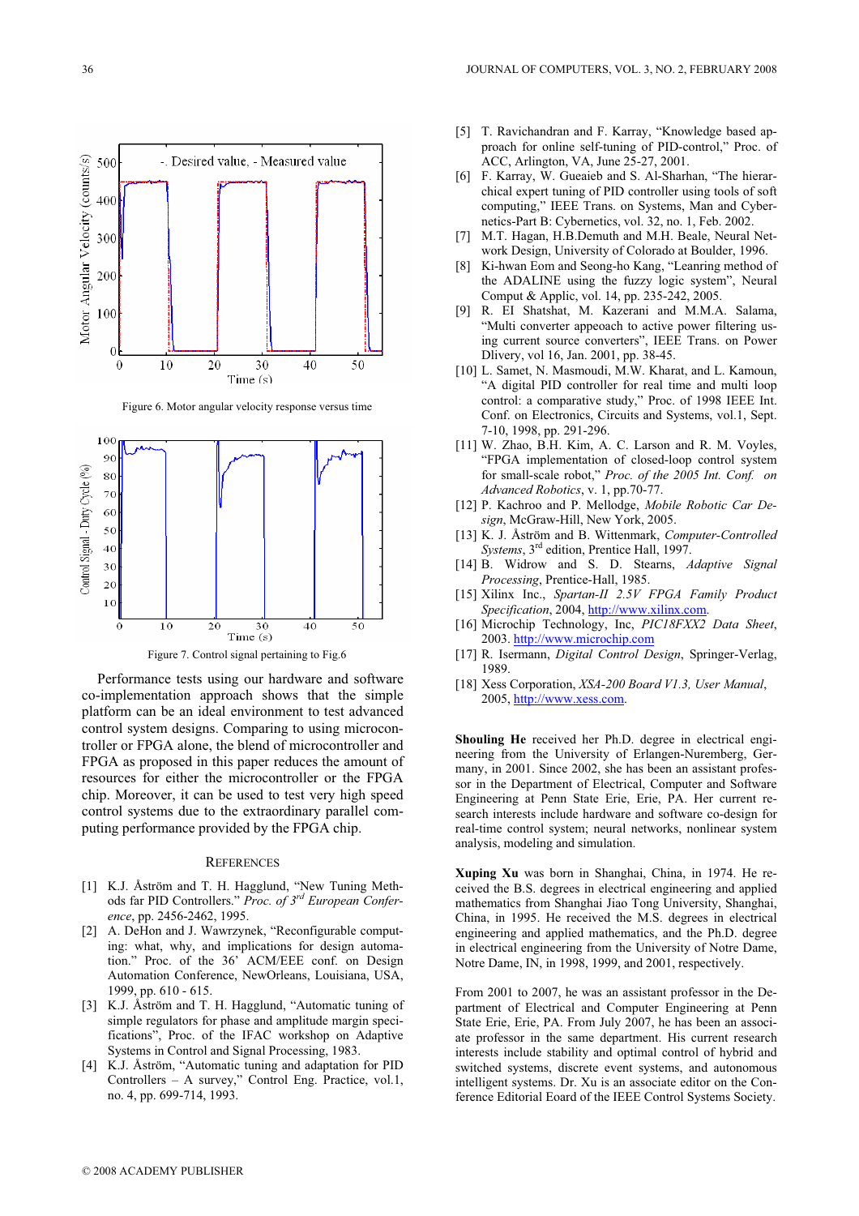-. Desired value, - Measured value

Motor Angular Velocity (counts/s)

500
400
300
200
100
0

0 10 20 30 40 50

Time (s)

Figure 6. Motor angular velocity response versus time

Control Signal - Duty Cycle (%)

100
90
80
70
60
50
40
30
20
10

0 10 20 30 40 50

Time (s)

Figure 7. Control signal pertaining to Fig.6

Performance tests using our hardware and software co-implementation approach shows that the simple platform can be an ideal environment to test advanced control system designs. Comparing to using microcontroller or FPGA alone, the blend of microcontroller and FPGA as proposed in this paper reduces the amount of resources for either the microcontroller or the FPGA chip. Moreover, it can be used to test very high speed control systems due to the extraordinary parallel computing performance provided by the FPGA chip.

## REFERENCES

[1] K.J. Åström and T. H. Hagglund, "New Tuning Methods far PID Controllers." *Proc. of 3rd European Conference*, pp. 2456-2462, 1995.

[2] A. DeHon and J. Wawrzynek, "Reconfigurable computing: what, why, and implications for design automation." Proc. of the 36' ACM/EEE conf. on Design Automation Conference, NewOrleans, Louisiana, USA, 1999, pp. 610 - 615.

[3] K.J. Åström and T. H. Hagglund, "Automatic tuning of simple regulators for phase and amplitude margin specifications", Proc. of the IFAC workshop on Adaptive Systems in Control and Signal Processing, 1983.

[4] K.J. Åström, "Automatic tuning and adaptation for PID Controllers – A survey," Control Eng. Practice, vol.1, no. 4, pp. 699-714, 1993.

[5] T. Ravichandran and F. Karray, "Knowledge based approach for online self-tuning of PID-control," Proc. of ACC, Arlington, VA, June 25-27, 2001.

[6] F. Karray, W. Gueaieb and S. Al-Sharhan, "The hierarchical expert tuning of PID controller using tools of soft computing," IEEE Trans. on Systems, Man and Cybernetics-Part B: Cybernetics, vol. 32, no. 1, Feb. 2002.

[7] M.T. Hagan, H.B.Demuth and M.H. Beale, Neural Network Design, University of Colorado at Boulder, 1996.

[8] Ki-hwan Eom and Seong-ho Kang, "Leanring method of the ADALINE using the fuzzy logic system", Neural Comput & Applic, vol. 14, pp. 235-242, 2005.

[9] R. EI Shatshat, M. Kazerani and M.M.A. Salama, "Multi converter appeoach to active power filtering using current source converters", IEEE Trans. on Power Dlivery, vol 16, Jan. 2001, pp. 38-45.

[10] L. Samet, N. Masmoudi, M.W. Kharat, and L. Kamoun, "A digital PID controller for real time and multi loop control: a comparative study," Proc. of 1998 IEEE Int. Conf. on Electronics, Circuits and Systems, vol.1, Sept. 7-10, 1998, pp. 291-296.

[11] W. Zhao, B.H. Kim, A. C. Larson and R. M. Voyles, "FPGA implementation of closed-loop control system for small-scale robot," *Proc. of the 2005 Int. Conf. on Advanced Robotics*, v. 1, pp.70-77.

[12] P. Kachroo and P. Mellodge, *Mobile Robotic Car Design*, McGraw-Hill, New York, 2005.

[13] K. J. Åström and B. Wittenmark, *Computer-Controlled Systems*, 3rd edition, Prentice Hall, 1997.

[14] B. Widrow and S. D. Stearns, *Adaptive Signal Processing*, Prentice-Hall, 1985.

[15] Xilinx Inc., *Spartan-II 2.5V FPGA Family Product Specification*, 2004, http://www.xilinx.com.

[16] Microchip Technology, Inc, *PIC18FXX2 Data Sheet*, 2003. http://www.microchip.com

[17] R. Isermann, *Digital Control Design*, Springer-Verlag, 1989.

[18] Xess Corporation, *XSA-200 Board V1.3, User Manual*, 2005, http://www.xess.com.

**Shouling He** received her Ph.D. degree in electrical engineering from the University of Erlangen-Nuremberg, Germany, in 2000. Since 2002, she has been an assistant professor in the Department of Electrical, Computer and Software Engineering at Penn State Erie, Erie, PA. Her current research interests include hardware and software co-design for real-time control system; neural networks, nonlinear system analysis, modeling and simulation.

**Xuping Xu** was born in Shanghai, China, in 1974. He received the B.S. degrees in electrical engineering and applied mathematics from Shanghai Jiao Tong University, Shanghai, China, in 1995. He received the M.S. degrees in electrical engineering and applied mathematics, and the Ph.D. degree in electrical engineering from the University of Notre Dame, Notre Dame, IN, in 1998, 1999, and 2001, respectively.

From 2001 to 2007, he was an assistant professor in the Department of Electrical and Computer Engineering at Penn State Erie, Erie, PA. From July 2007, he has been an associate professor in the same department. His current research interests include stability and optimal control of hybrid and switched systems, discrete event systems, and autonomous intelligent systems. Dr. Xu is an associate editor on the Conference Editorial Board of the IEEE Control Systems Society.